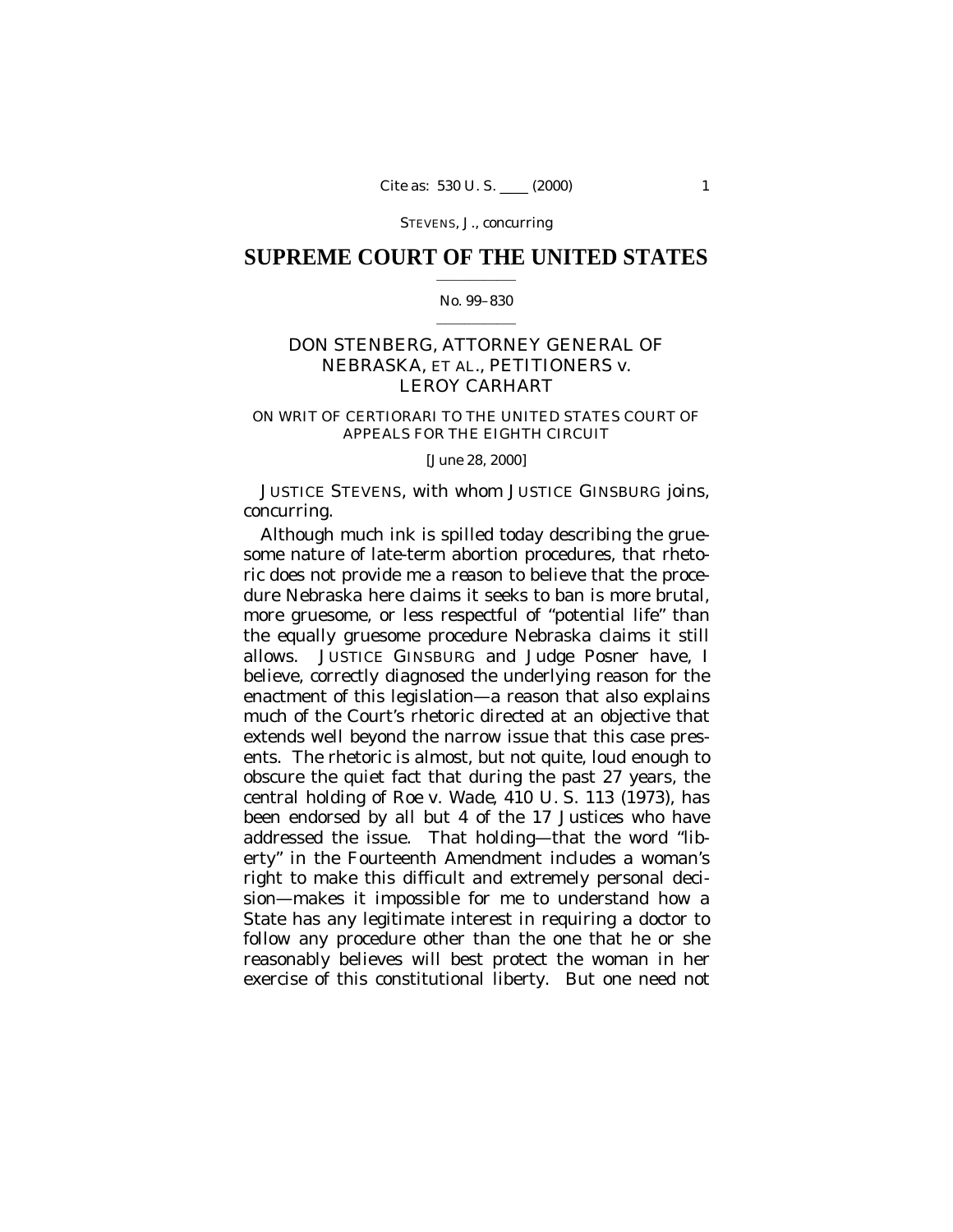SUPREME COURT OF THE UNITED STATES

No. 99–830

DON STENBERG, ATTORNEY GENERAL OF NEBRASKA, ET AL., PETITIONERS *v.* LEROY CARHART

ON WRIT OF CERTIORARI TO THE UNITED STATES COURT OF APPEALS FOR THE EIGHTH CIRCUIT

[June 28, 2000]

JUSTICE STEVENS, with whom JUSTICE GINSBURG joins, concurring.

Although much ink is spilled today describing the gruesome nature of late-term abortion procedures, that rhetoric does not provide me a reason to believe that the procedure Nebraska here claims it seeks to ban is more brutal, more gruesome, or less respectful of "potential life" than the equally gruesome procedure Nebraska claims it still allows. JUSTICE GINSBURG and Judge Posner have, I believe, correctly diagnosed the underlying reason for the enactment of this legislation—a reason that also explains much of the Court's rhetoric directed at an objective that extends well beyond the narrow issue that this case presents. The rhetoric is almost, but not quite, loud enough to obscure the quiet fact that during the past 27 years, the central holding of *Roe* v. *Wade*, 410 U. S. 113 (1973), has been endorsed by all but 4 of the 17 Justices who have addressed the issue. That holding—that the word "liberty" in the Fourteenth Amendment includes a woman's right to make this difficult and extremely personal decision—makes it impossible for me to understand how a State has any legitimate interest in requiring a doctor to follow any procedure other than the one that he or she reasonably believes will best protect the woman in her exercise of this constitutional liberty. But one need not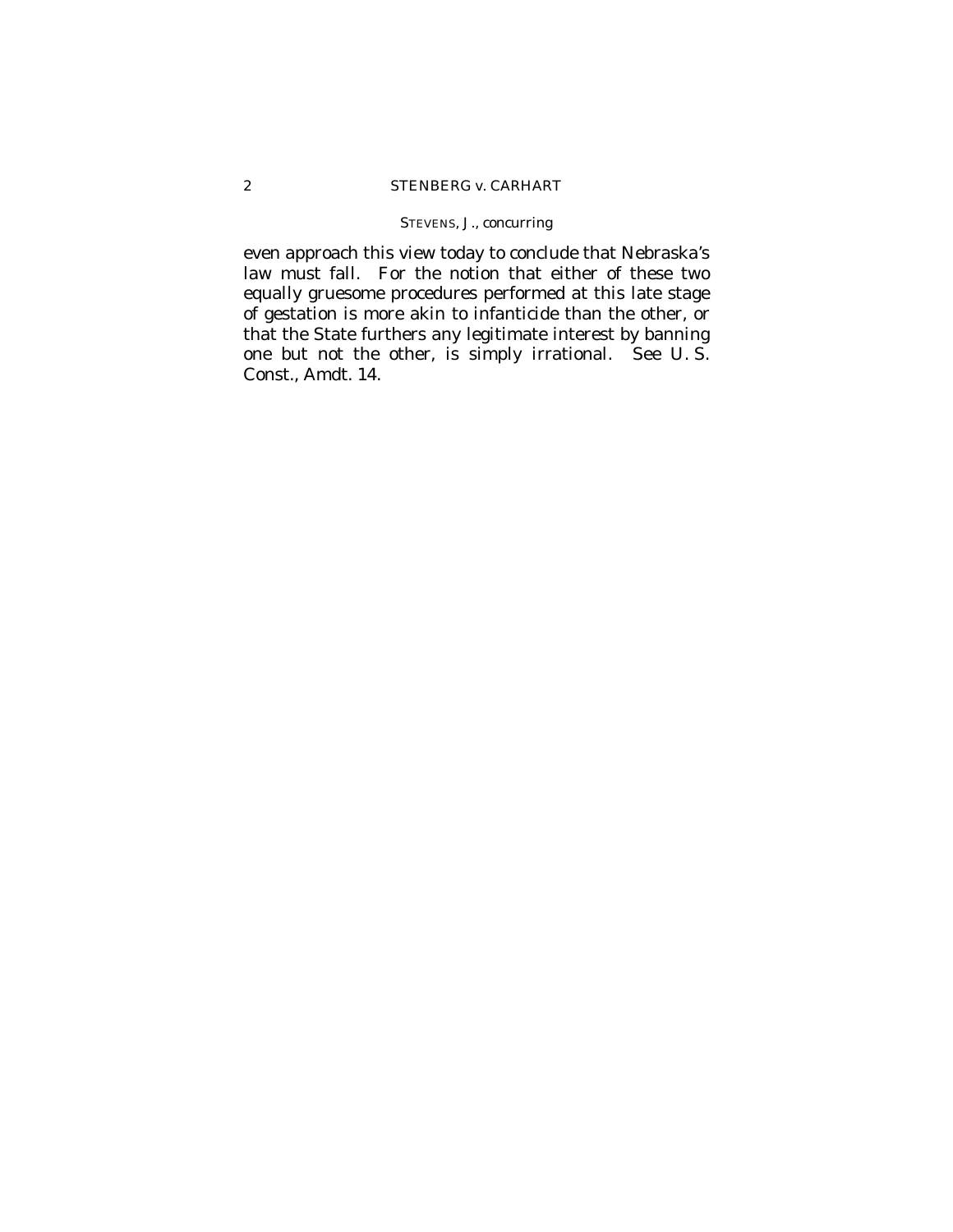even approach this view today to conclude that Nebraska's law must fall. For the notion that either of these two equally gruesome procedures performed at this late stage of gestation is more akin to infanticide than the other, or that the State furthers any legitimate interest by banning one but not the other, is simply irrational. See U. S. Const., Amdt. 14.